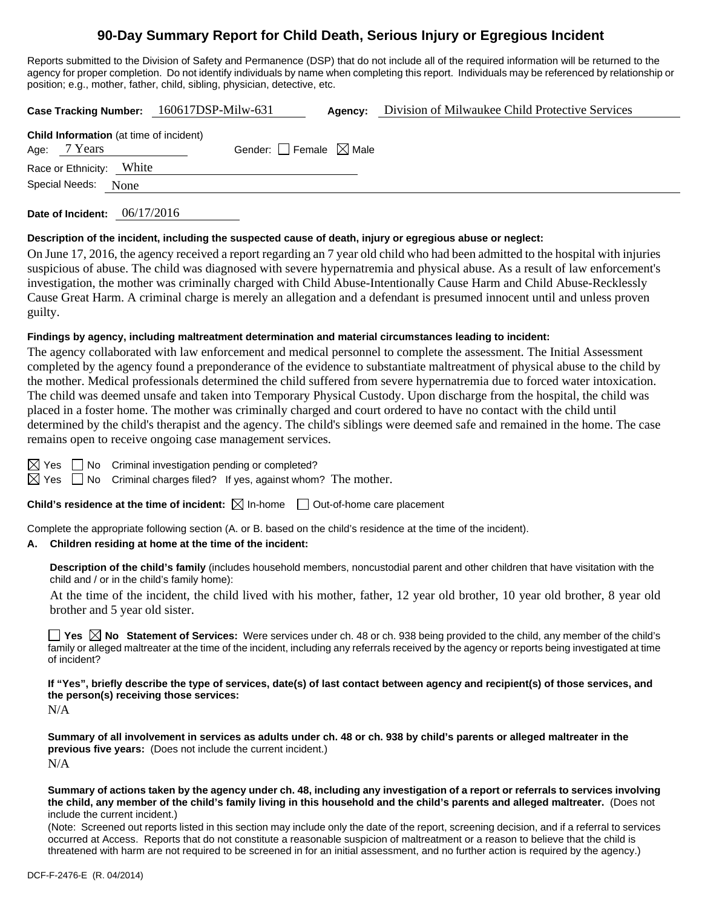# 90-Day Summary Report for Child Death, Serious Injury or Egregious Incident

Reports submitted to the Division of Safety and Permanence (DSP) that do not include all of the required information will be returned to the agency for proper completion. Do not identify individuals by name when completing this report. Individuals may be referenced by relationship or position; e.g., mother, father, child, sibling, physician, detective, etc.

**Case Tracking Number:** 160617DSP-Milw-631 **Agency:** Division of Milwaukee Child Protective Services

**Child Information** (at time of incident)
Age: 7 Years Gender: ☐ Female ☒ Male
Race or Ethnicity: White
Special Needs: None

**Date of Incident:** 06/17/2016

**Description of the incident, including the suspected cause of death, injury or egregious abuse or neglect:**

On June 17, 2016, the agency received a report regarding an 7 year old child who had been admitted to the hospital with injuries suspicious of abuse. The child was diagnosed with severe hypernatremia and physical abuse. As a result of law enforcement's investigation, the mother was criminally charged with Child Abuse-Intentionally Cause Harm and Child Abuse-Recklessly Cause Great Harm. A criminal charge is merely an allegation and a defendant is presumed innocent until and unless proven guilty.

**Findings by agency, including maltreatment determination and material circumstances leading to incident:**

The agency collaborated with law enforcement and medical personnel to complete the assessment. The Initial Assessment completed by the agency found a preponderance of the evidence to substantiate maltreatment of physical abuse to the child by the mother. Medical professionals determined the child suffered from severe hypernatremia due to forced water intoxication. The child was deemed unsafe and taken into Temporary Physical Custody. Upon discharge from the hospital, the child was placed in a foster home. The mother was criminally charged and court ordered to have no contact with the child until determined by the child's therapist and the agency. The child's siblings were deemed safe and remained in the home. The case remains open to receive ongoing case management services.

☒ Yes ☐ No Criminal investigation pending or completed?
☒ Yes ☐ No Criminal charges filed? If yes, against whom? The mother.

**Child's residence at the time of incident:** ☒ In-home ☐ Out-of-home care placement

Complete the appropriate following section (A. or B. based on the child's residence at the time of the incident).

**A. Children residing at home at the time of the incident:**

**Description of the child's family** (includes household members, noncustodial parent and other children that have visitation with the child and / or in the child's family home):

At the time of the incident, the child lived with his mother, father, 12 year old brother, 10 year old brother, 8 year old brother and 5 year old sister.

☐ **Yes** ☒ **No Statement of Services:** Were services under ch. 48 or ch. 938 being provided to the child, any member of the child's family or alleged maltreater at the time of the incident, including any referrals received by the agency or reports being investigated at time of incident?

**If "Yes", briefly describe the type of services, date(s) of last contact between agency and recipient(s) of those services, and the person(s) receiving those services:**

N/A

**Summary of all involvement in services as adults under ch. 48 or ch. 938 by child's parents or alleged maltreater in the previous five years:** (Does not include the current incident.)

N/A

**Summary of actions taken by the agency under ch. 48, including any investigation of a report or referrals to services involving the child, any member of the child's family living in this household and the child's parents and alleged maltreater.** (Does not include the current incident.)

(Note: Screened out reports listed in this section may include only the date of the report, screening decision, and if a referral to services occurred at Access. Reports that do not constitute a reasonable suspicion of maltreatment or a reason to believe that the child is threatened with harm are not required to be screened in for an initial assessment, and no further action is required by the agency.)

DCF-F-2476-E (R. 04/2014)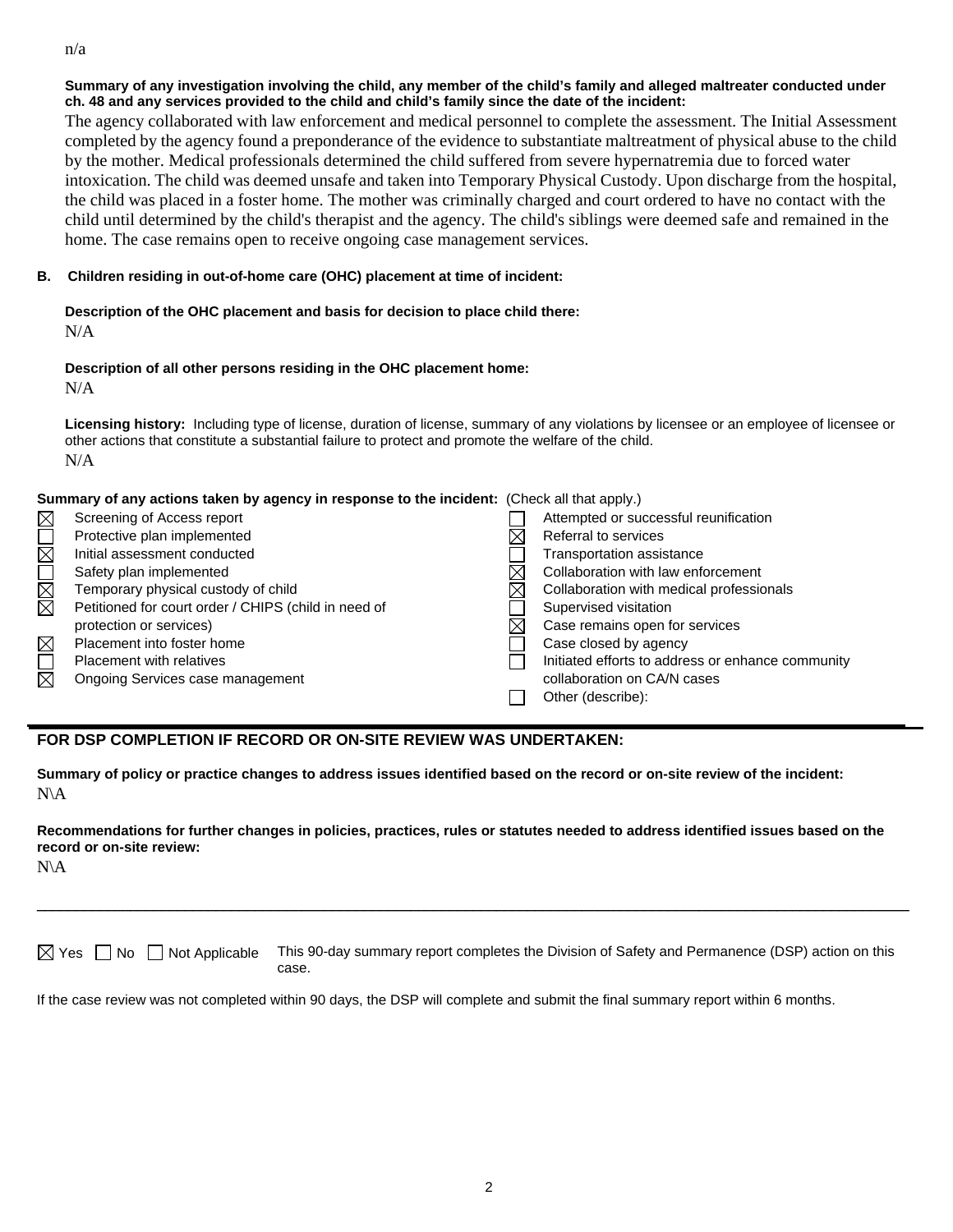n/a

**Summary of any investigation involving the child, any member of the child's family and alleged maltreater conducted under ch. 48 and any services provided to the child and child's family since the date of the incident:**

The agency collaborated with law enforcement and medical personnel to complete the assessment. The Initial Assessment completed by the agency found a preponderance of the evidence to substantiate maltreatment of physical abuse to the child by the mother. Medical professionals determined the child suffered from severe hypernatremia due to forced water intoxication. The child was deemed unsafe and taken into Temporary Physical Custody. Upon discharge from the hospital, the child was placed in a foster home. The mother was criminally charged and court ordered to have no contact with the child until determined by the child's therapist and the agency. The child's siblings were deemed safe and remained in the home. The case remains open to receive ongoing case management services.

**B. Children residing in out-of-home care (OHC) placement at time of incident:**

**Description of the OHC placement and basis for decision to place child there:**
N/A

**Description of all other persons residing in the OHC placement home:**
N/A

**Licensing history:** Including type of license, duration of license, summary of any violations by licensee or an employee of licensee or other actions that constitute a substantial failure to protect and promote the welfare of the child.
N/A

**Summary of any actions taken by agency in response to the incident:** (Check all that apply.)

- ☒ Screening of Access report
- ☐ Protective plan implemented
- ☒ Initial assessment conducted
- ☐ Safety plan implemented
- ☒ Temporary physical custody of child
- ☒ Petitioned for court order / CHIPS (child in need of protection or services)
- ☒ Placement into foster home
- ☐ Placement with relatives
- ☒ Ongoing Services case management
- ☐ Attempted or successful reunification
- ☒ Referral to services
- ☐ Transportation assistance
- ☒ Collaboration with law enforcement
- ☒ Collaboration with medical professionals
- ☐ Supervised visitation
- ☒ Case remains open for services
- ☐ Case closed by agency
- ☐ Initiated efforts to address or enhance community collaboration on CA/N cases
- ☐ Other (describe):

## FOR DSP COMPLETION IF RECORD OR ON-SITE REVIEW WAS UNDERTAKEN:

**Summary of policy or practice changes to address issues identified based on the record or on-site review of the incident:**
N\A

**Recommendations for further changes in policies, practices, rules or statutes needed to address identified issues based on the record or on-site review:**
N\A

---

☒ Yes ☐ No ☐ Not Applicable This 90-day summary report completes the Division of Safety and Permanence (DSP) action on this case.

If the case review was not completed within 90 days, the DSP will complete and submit the final summary report within 6 months.